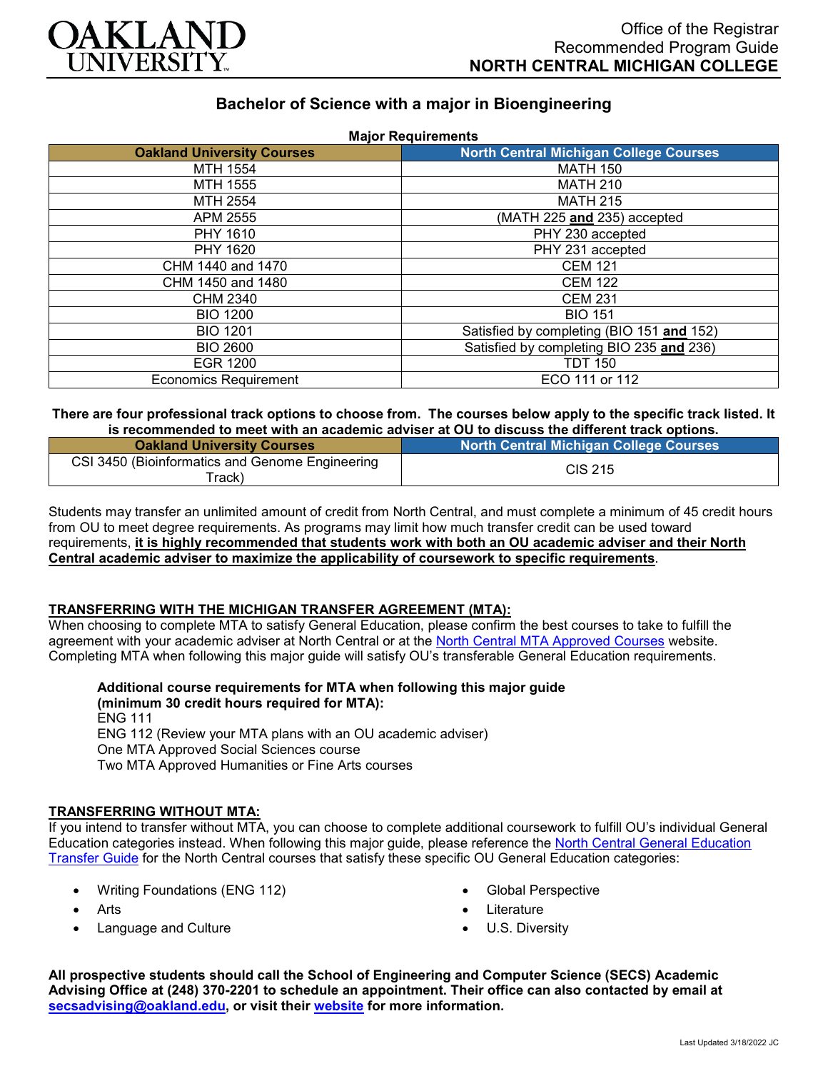# OAKLAND UNIVERSITY

Office of the Registrar
Recommended Program Guide
**NORTH CENTRAL MICHIGAN COLLEGE**

## Bachelor of Science with a major in Bioengineering

**Major Requirements**

| Oakland University Courses | North Central Michigan College Courses |
|---|---|
| MTH 1554 | MATH 150 |
| MTH 1555 | MATH 210 |
| MTH 2554 | MATH 215 |
| APM 2555 | (MATH 225 **and** 235) accepted |
| PHY 1610 | PHY 230 accepted |
| PHY 1620 | PHY 231 accepted |
| CHM 1440 and 1470 | CEM 121 |
| CHM 1450 and 1480 | CEM 122 |
| CHM 2340 | CEM 231 |
| BIO 1200 | BIO 151 |
| BIO 1201 | Satisfied by completing (BIO 151 **and** 152) |
| BIO 2600 | Satisfied by completing BIO 235 **and** 236) |
| EGR 1200 | TDT 150 |
| Economics Requirement | ECO 111 or 112 |

**There are four professional track options to choose from. The courses below apply to the specific track listed. It is recommended to meet with an academic adviser at OU to discuss the different track options.**

| Oakland University Courses | North Central Michigan College Courses |
|---|---|
| CSI 3450 (Bioinformatics and Genome Engineering Track) | CIS 215 |

Students may transfer an unlimited amount of credit from North Central, and must complete a minimum of 45 credit hours from OU to meet degree requirements. As programs may limit how much transfer credit can be used toward requirements, **it is highly recommended that students work with both an OU academic adviser and their North Central academic adviser to maximize the applicability of coursework to specific requirements**.

### TRANSFERRING WITH THE MICHIGAN TRANSFER AGREEMENT (MTA):

When choosing to complete MTA to satisfy General Education, please confirm the best courses to take to fulfill the agreement with your academic adviser at North Central or at the North Central MTA Approved Courses website. Completing MTA when following this major guide will satisfy OU's transferable General Education requirements.

**Additional course requirements for MTA when following this major guide (minimum 30 credit hours required for MTA):**
ENG 111
ENG 112 (Review your MTA plans with an OU academic adviser)
One MTA Approved Social Sciences course
Two MTA Approved Humanities or Fine Arts courses

### TRANSFERRING WITHOUT MTA:

If you intend to transfer without MTA, you can choose to complete additional coursework to fulfill OU's individual General Education categories instead. When following this major guide, please reference the North Central General Education Transfer Guide for the North Central courses that satisfy these specific OU General Education categories:

- Writing Foundations (ENG 112)
- Arts
- Language and Culture
- Global Perspective
- Literature
- U.S. Diversity

**All prospective students should call the School of Engineering and Computer Science (SECS) Academic Advising Office at (248) 370-2201 to schedule an appointment. Their office can also contacted by email at secsadvising@oakland.edu, or visit their website for more information.**

Last Updated 3/18/2022 JC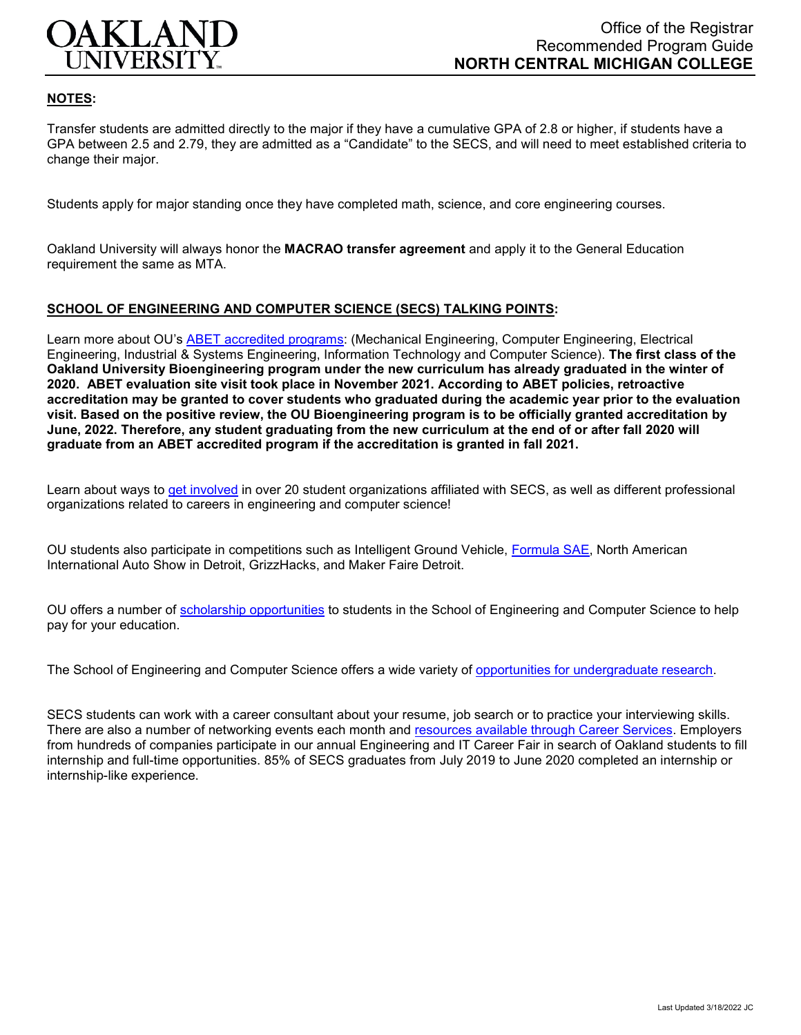## NOTES:

Transfer students are admitted directly to the major if they have a cumulative GPA of 2.8 or higher, if students have a GPA between 2.5 and 2.79, they are admitted as a "Candidate" to the SECS, and will need to meet established criteria to change their major.

Students apply for major standing once they have completed math, science, and core engineering courses.

Oakland University will always honor the **MACRAO transfer agreement** and apply it to the General Education requirement the same as MTA.

## SCHOOL OF ENGINEERING AND COMPUTER SCIENCE (SECS) TALKING POINTS:

Learn more about OU's ABET accredited programs: (Mechanical Engineering, Computer Engineering, Electrical Engineering, Industrial & Systems Engineering, Information Technology and Computer Science). **The first class of the Oakland University Bioengineering program under the new curriculum has already graduated in the winter of 2020. ABET evaluation site visit took place in November 2021. According to ABET policies, retroactive accreditation may be granted to cover students who graduated during the academic year prior to the evaluation visit. Based on the positive review, the OU Bioengineering program is to be officially granted accreditation by June, 2022. Therefore, any student graduating from the new curriculum at the end of or after fall 2020 will graduate from an ABET accredited program if the accreditation is granted in fall 2021.**

Learn about ways to get involved in over 20 student organizations affiliated with SECS, as well as different professional organizations related to careers in engineering and computer science!

OU students also participate in competitions such as Intelligent Ground Vehicle, Formula SAE, North American International Auto Show in Detroit, GrizzHacks, and Maker Faire Detroit.

OU offers a number of scholarship opportunities to students in the School of Engineering and Computer Science to help pay for your education.

The School of Engineering and Computer Science offers a wide variety of opportunities for undergraduate research.

SECS students can work with a career consultant about your resume, job search or to practice your interviewing skills. There are also a number of networking events each month and resources available through Career Services. Employers from hundreds of companies participate in our annual Engineering and IT Career Fair in search of Oakland students to fill internship and full-time opportunities. 85% of SECS graduates from July 2019 to June 2020 completed an internship or internship-like experience.